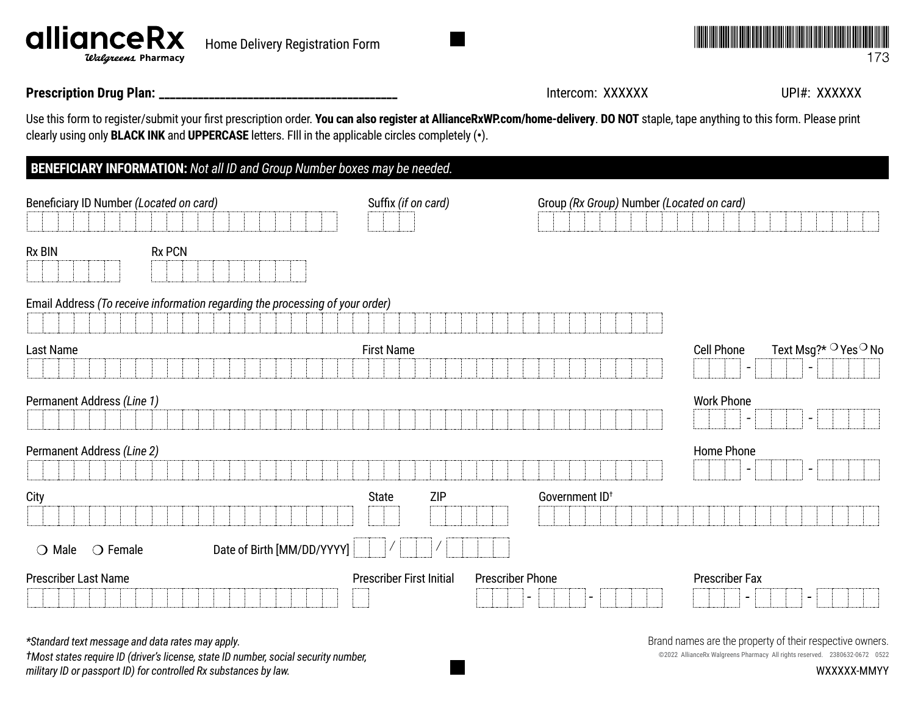# allianceRx

*Walgreens* Pharmacy

Home Delivery Registration Form

173

**Prescription Drug Plan: ________________________________________**

Intercom: XXXXXX

UPI#: XXXXXX

Use this form to register/submit your first prescription order. **You can also register at AllianceRxWP.com/home-delivery**. **DO NOT** staple, tape anything to this form. Please print clearly using only **BLACK INK** and **UPPERCASE** letters. FIll in the applicable circles completely (•).

## BENEFICIARY INFORMATION: *Not all ID and Group Number boxes may be needed.*

Beneficiary ID Number *(Located on card)*

Suffix *(if on card)*

Group *(Rx Group)* Number *(Located on card)*

Rx BIN

Rx PCN

Email Address *(To receive information regarding the processing of your order)*

Last Name

First Name

Cell Phone  - -

Text Msg?* ❍ Yes ❍ No

Permanent Address *(Line 1)*

Work Phone  - -

Permanent Address *(Line 2)*

Home Phone  - -

City

State

ZIP

Government ID†

❍ Male ❍ Female

Date of Birth [MM/DD/YYYY] / /

Prescriber Last Name

Prescriber First Initial

Prescriber Phone  - -

Prescriber Fax  - -

*\*Standard text message and data rates may apply.*

*†Most states require ID (driver's license, state ID number, social security number, military ID or passport ID) for controlled Rx substances by law.*

Brand names are the property of their respective owners.

©2022 AllianceRx Walgreens Pharmacy All rights reserved. 2380632-0672 0522

WXXXXX-MMYY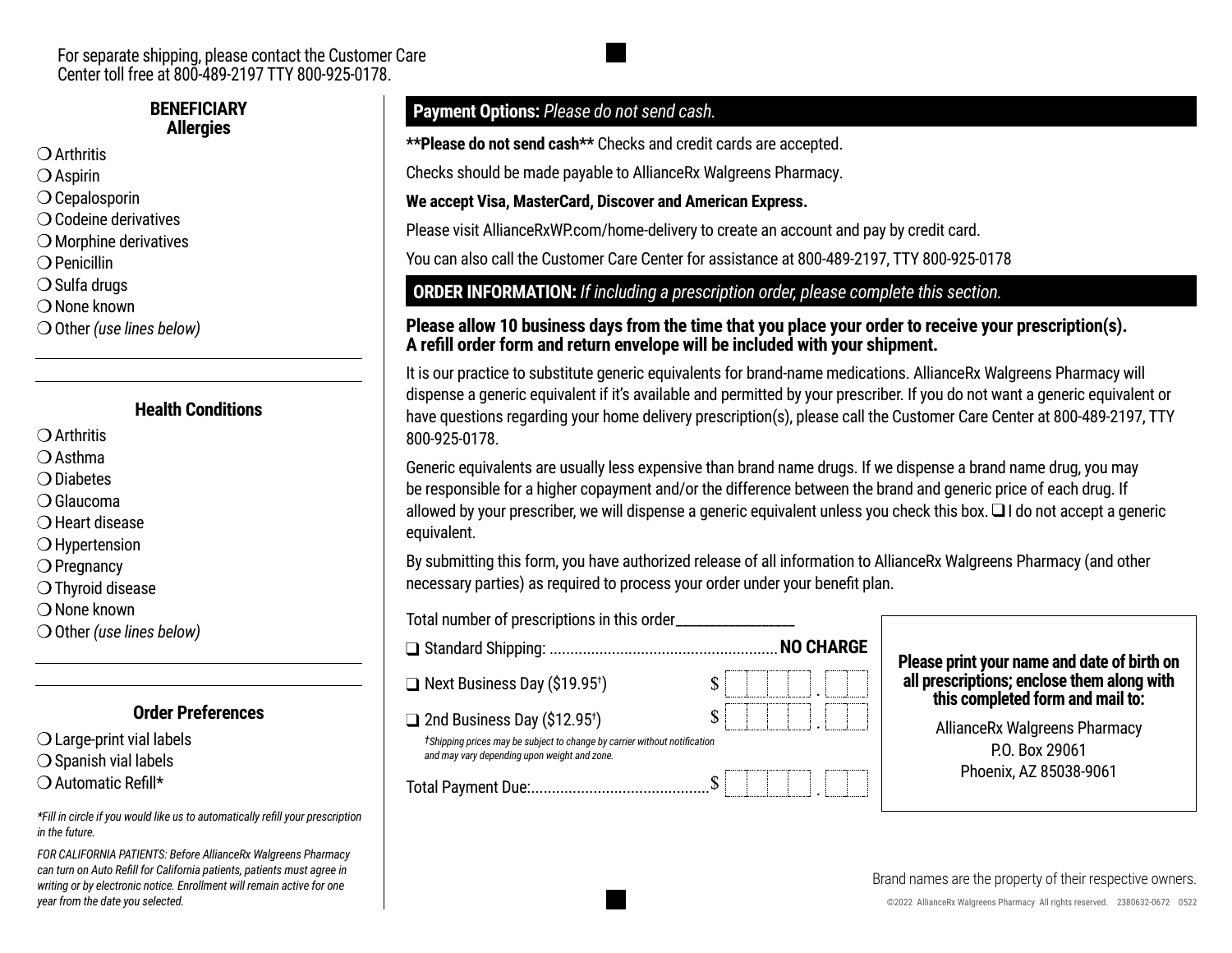For separate shipping, please contact the Customer Care Center toll free at 800-489-2197 TTY 800-925-0178.

## BENEFICIARY Allergies

- ❍ Arthritis
- ❍ Aspirin
- ❍ Cepalosporin
- ❍ Codeine derivatives
- ❍ Morphine derivatives
- ❍ Penicillin
- ❍ Sulfa drugs
- ❍ None known
- ❍ Other *(use lines below)*

______________________________

______________________________

## Health Conditions

- ❍ Arthritis
- ❍ Asthma
- ❍ Diabetes
- ❍ Glaucoma
- ❍ Heart disease
- ❍ Hypertension
- ❍ Pregnancy
- ❍ Thyroid disease
- ❍ None known
- ❍ Other *(use lines below)*

______________________________

______________________________

## Order Preferences

- ❍ Large-print vial labels
- ❍ Spanish vial labels
- ❍ Automatic Refill*

*\*Fill in circle if you would like us to automatically refill your prescription in the future.*

*FOR CALIFORNIA PATIENTS: Before AllianceRx Walgreens Pharmacy can turn on Auto Refill for California patients, patients must agree in writing or by electronic notice. Enrollment will remain active for one year from the date you selected.*

## Payment Options: *Please do not send cash.*

**\*\*Please do not send cash\*\*** Checks and credit cards are accepted.

Checks should be made payable to AllianceRx Walgreens Pharmacy.

**We accept Visa, MasterCard, Discover and American Express.**

Please visit AllianceRxWP.com/home-delivery to create an account and pay by credit card.

You can also call the Customer Care Center for assistance at 800-489-2197, TTY 800-925-0178

## ORDER INFORMATION: *If including a prescription order, please complete this section.*

**Please allow 10 business days from the time that you place your order to receive your prescription(s). A refill order form and return envelope will be included with your shipment.**

It is our practice to substitute generic equivalents for brand-name medications. AllianceRx Walgreens Pharmacy will dispense a generic equivalent if it's available and permitted by your prescriber. If you do not want a generic equivalent or have questions regarding your home delivery prescription(s), please call the Customer Care Center at 800-489-2197, TTY 800-925-0178.

Generic equivalents are usually less expensive than brand name drugs. If we dispense a brand name drug, you may be responsible for a higher copayment and/or the difference between the brand and generic price of each drug. If allowed by your prescriber, we will dispense a generic equivalent unless you check this box. ❑ I do not accept a generic equivalent.

By submitting this form, you have authorized release of all information to AllianceRx Walgreens Pharmacy (and other necessary parties) as required to process your order under your benefit plan.

Total number of prescriptions in this order_______________

- ❑ Standard Shipping: ........................................................ **NO CHARGE**
- ❑ Next Business Day ($19.95†) $ ____ . __
- ❑ 2nd Business Day ($12.95†) $ ____ . __

*†Shipping prices may be subject to change by carrier without notification and may vary depending upon weight and zone.*

Total Payment Due:........................................... $ ____ . __

**Please print your name and date of birth on all prescriptions; enclose them along with this completed form and mail to:**

AllianceRx Walgreens Pharmacy
P.O. Box 29061
Phoenix, AZ 85038-9061

Brand names are the property of their respective owners.

©2022 AllianceRx Walgreens Pharmacy All rights reserved. 2380632-0672 0522